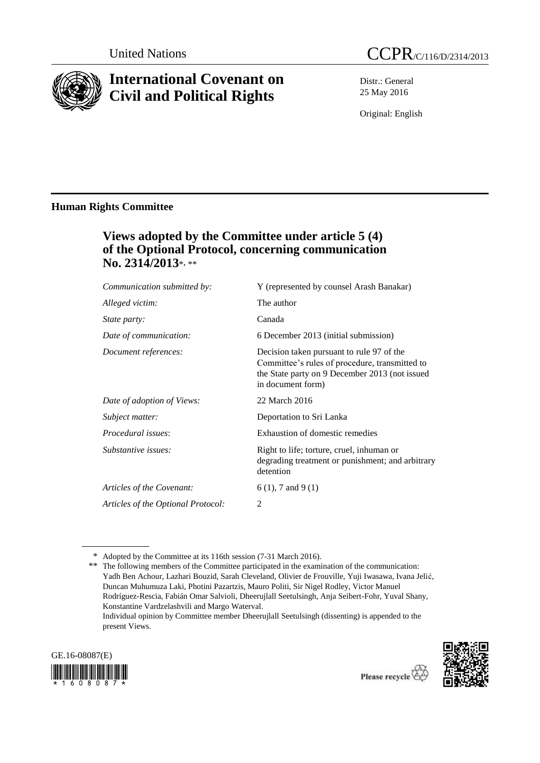United Nations — CCPR/C/116/D/2314/2013

# International Covenant on Civil and Political Rights

Distr.: General
25 May 2016

Original: English

## Human Rights Committee

### Views adopted by the Committee under article 5 (4) of the Optional Protocol, concerning communication No. 2314/2013*, **

| | |
|---|---|
| *Communication submitted by:* | Y (represented by counsel Arash Banakar) |
| *Alleged victim:* | The author |
| *State party:* | Canada |
| *Date of communication:* | 6 December 2013 (initial submission) |
| *Document references:* | Decision taken pursuant to rule 97 of the Committee's rules of procedure, transmitted to the State party on 9 December 2013 (not issued in document form) |
| *Date of adoption of Views:* | 22 March 2016 |
| *Subject matter:* | Deportation to Sri Lanka |
| *Procedural issues*: | Exhaustion of domestic remedies |
| *Substantive issues:* | Right to life; torture, cruel, inhuman or degrading treatment or punishment; and arbitrary detention |
| *Articles of the Covenant:* | 6 (1), 7 and 9 (1) |
| *Articles of the Optional Protocol:* | 2 |

\* Adopted by the Committee at its 116th session (7-31 March 2016).

\*\* The following members of the Committee participated in the examination of the communication: Yadh Ben Achour, Lazhari Bouzid, Sarah Cleveland, Olivier de Frouville, Yuji Iwasawa, Ivana Jelić, Duncan Muhumuza Laki, Photini Pazartzis, Mauro Politi, Sir Nigel Rodley, Victor Manuel Rodríguez-Rescia, Fabián Omar Salvioli, Dheerujlall Seetulsingh, Anja Seibert-Fohr, Yuval Shany, Konstantine Vardzelashvili and Margo Waterval.
Individual opinion by Committee member Dheerujlall Seetulsingh (dissenting) is appended to the present Views.

GE.16-08087(E)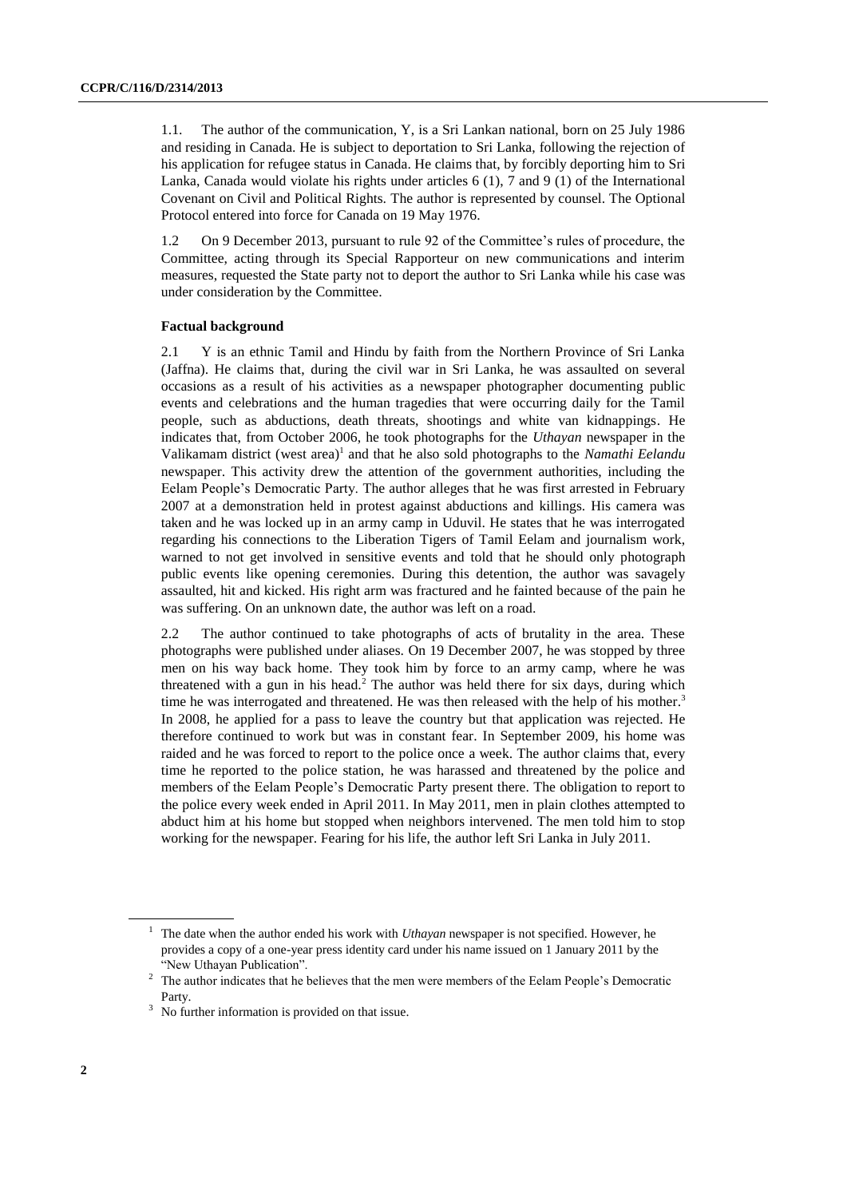1.1. The author of the communication, Y, is a Sri Lankan national, born on 25 July 1986 and residing in Canada. He is subject to deportation to Sri Lanka, following the rejection of his application for refugee status in Canada. He claims that, by forcibly deporting him to Sri Lanka, Canada would violate his rights under articles 6 (1), 7 and 9 (1) of the International Covenant on Civil and Political Rights. The author is represented by counsel. The Optional Protocol entered into force for Canada on 19 May 1976.

1.2 On 9 December 2013, pursuant to rule 92 of the Committee's rules of procedure, the Committee, acting through its Special Rapporteur on new communications and interim measures, requested the State party not to deport the author to Sri Lanka while his case was under consideration by the Committee.

**Factual background**

2.1 Y is an ethnic Tamil and Hindu by faith from the Northern Province of Sri Lanka (Jaffna). He claims that, during the civil war in Sri Lanka, he was assaulted on several occasions as a result of his activities as a newspaper photographer documenting public events and celebrations and the human tragedies that were occurring daily for the Tamil people, such as abductions, death threats, shootings and white van kidnappings. He indicates that, from October 2006, he took photographs for the *Uthayan* newspaper in the Valikamam district (west area)[1] and that he also sold photographs to the *Namathi Eelandu* newspaper. This activity drew the attention of the government authorities, including the Eelam People's Democratic Party. The author alleges that he was first arrested in February 2007 at a demonstration held in protest against abductions and killings. His camera was taken and he was locked up in an army camp in Uduvil. He states that he was interrogated regarding his connections to the Liberation Tigers of Tamil Eelam and journalism work, warned to not get involved in sensitive events and told that he should only photograph public events like opening ceremonies. During this detention, the author was savagely assaulted, hit and kicked. His right arm was fractured and he fainted because of the pain he was suffering. On an unknown date, the author was left on a road.

2.2 The author continued to take photographs of acts of brutality in the area. These photographs were published under aliases. On 19 December 2007, he was stopped by three men on his way back home. They took him by force to an army camp, where he was threatened with a gun in his head.[2] The author was held there for six days, during which time he was interrogated and threatened. He was then released with the help of his mother.[3] In 2008, he applied for a pass to leave the country but that application was rejected. He therefore continued to work but was in constant fear. In September 2009, his home was raided and he was forced to report to the police once a week. The author claims that, every time he reported to the police station, he was harassed and threatened by the police and members of the Eelam People's Democratic Party present there. The obligation to report to the police every week ended in April 2011. In May 2011, men in plain clothes attempted to abduct him at his home but stopped when neighbors intervened. The men told him to stop working for the newspaper. Fearing for his life, the author left Sri Lanka in July 2011.

[1] The date when the author ended his work with *Uthayan* newspaper is not specified. However, he provides a copy of a one-year press identity card under his name issued on 1 January 2011 by the "New Uthayan Publication".

[2] The author indicates that he believes that the men were members of the Eelam People's Democratic Party.

[3] No further information is provided on that issue.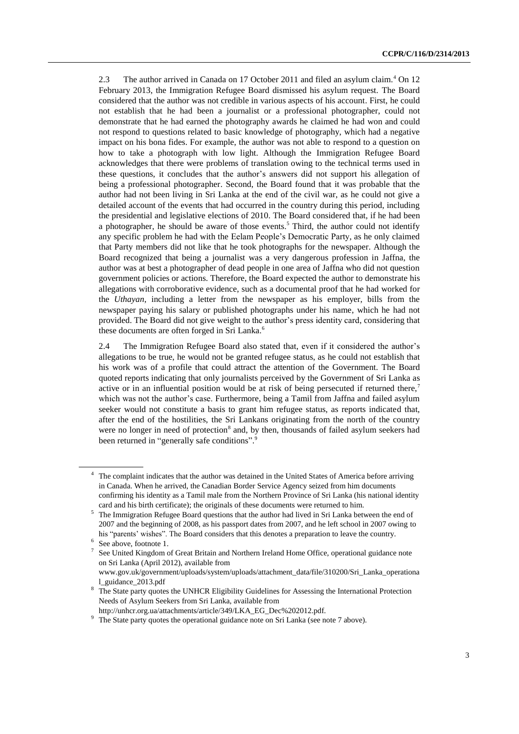2.3 The author arrived in Canada on 17 October 2011 and filed an asylum claim.[4] On 12 February 2013, the Immigration Refugee Board dismissed his asylum request. The Board considered that the author was not credible in various aspects of his account. First, he could not establish that he had been a journalist or a professional photographer, could not demonstrate that he had earned the photography awards he claimed he had won and could not respond to questions related to basic knowledge of photography, which had a negative impact on his bona fides. For example, the author was not able to respond to a question on how to take a photograph with low light. Although the Immigration Refugee Board acknowledges that there were problems of translation owing to the technical terms used in these questions, it concludes that the author's answers did not support his allegation of being a professional photographer. Second, the Board found that it was probable that the author had not been living in Sri Lanka at the end of the civil war, as he could not give a detailed account of the events that had occurred in the country during this period, including the presidential and legislative elections of 2010. The Board considered that, if he had been a photographer, he should be aware of those events.[5] Third, the author could not identify any specific problem he had with the Eelam People's Democratic Party, as he only claimed that Party members did not like that he took photographs for the newspaper. Although the Board recognized that being a journalist was a very dangerous profession in Jaffna, the author was at best a photographer of dead people in one area of Jaffna who did not question government policies or actions. Therefore, the Board expected the author to demonstrate his allegations with corroborative evidence, such as a documental proof that he had worked for the *Uthayan*, including a letter from the newspaper as his employer, bills from the newspaper paying his salary or published photographs under his name, which he had not provided. The Board did not give weight to the author's press identity card, considering that these documents are often forged in Sri Lanka.[6]

2.4 The Immigration Refugee Board also stated that, even if it considered the author's allegations to be true, he would not be granted refugee status, as he could not establish that his work was of a profile that could attract the attention of the Government. The Board quoted reports indicating that only journalists perceived by the Government of Sri Lanka as active or in an influential position would be at risk of being persecuted if returned there,[7] which was not the author's case. Furthermore, being a Tamil from Jaffna and failed asylum seeker would not constitute a basis to grant him refugee status, as reports indicated that, after the end of the hostilities, the Sri Lankans originating from the north of the country were no longer in need of protection[8] and, by then, thousands of failed asylum seekers had been returned in "generally safe conditions".[9]

---

[4] The complaint indicates that the author was detained in the United States of America before arriving in Canada. When he arrived, the Canadian Border Service Agency seized from him documents confirming his identity as a Tamil male from the Northern Province of Sri Lanka (his national identity card and his birth certificate); the originals of these documents were returned to him.

[5] The Immigration Refugee Board questions that the author had lived in Sri Lanka between the end of 2007 and the beginning of 2008, as his passport dates from 2007, and he left school in 2007 owing to his "parents' wishes". The Board considers that this denotes a preparation to leave the country.

[6] See above, footnote 1.

[7] See United Kingdom of Great Britain and Northern Ireland Home Office, operational guidance note on Sri Lanka (April 2012), available from www.gov.uk/government/uploads/system/uploads/attachment_data/file/310200/Sri_Lanka_operational_guidance_2013.pdf

[8] The State party quotes the UNHCR Eligibility Guidelines for Assessing the International Protection Needs of Asylum Seekers from Sri Lanka, available from http://unhcr.org.ua/attachments/article/349/LKA_EG_Dec%202012.pdf.

[9] The State party quotes the operational guidance note on Sri Lanka (see note 7 above).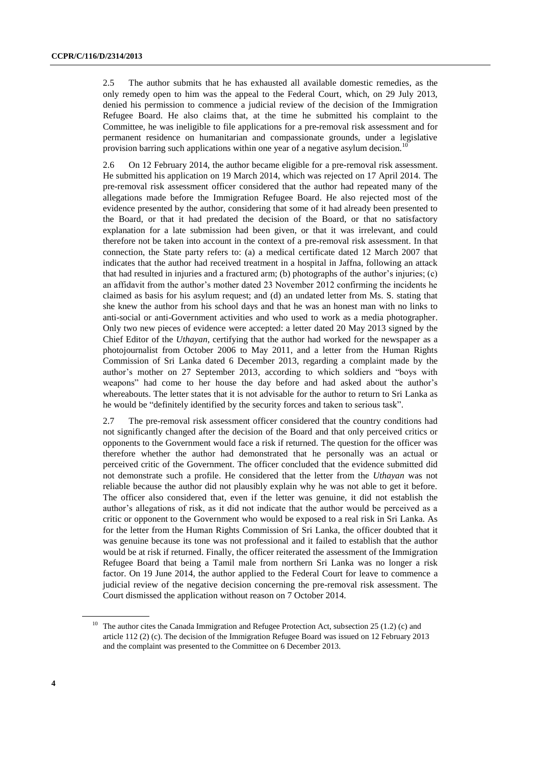2.5 The author submits that he has exhausted all available domestic remedies, as the only remedy open to him was the appeal to the Federal Court, which, on 29 July 2013, denied his permission to commence a judicial review of the decision of the Immigration Refugee Board. He also claims that, at the time he submitted his complaint to the Committee, he was ineligible to file applications for a pre-removal risk assessment and for permanent residence on humanitarian and compassionate grounds, under a legislative provision barring such applications within one year of a negative asylum decision.[10]

2.6 On 12 February 2014, the author became eligible for a pre-removal risk assessment. He submitted his application on 19 March 2014, which was rejected on 17 April 2014. The pre-removal risk assessment officer considered that the author had repeated many of the allegations made before the Immigration Refugee Board. He also rejected most of the evidence presented by the author, considering that some of it had already been presented to the Board, or that it had predated the decision of the Board, or that no satisfactory explanation for a late submission had been given, or that it was irrelevant, and could therefore not be taken into account in the context of a pre-removal risk assessment. In that connection, the State party refers to: (a) a medical certificate dated 12 March 2007 that indicates that the author had received treatment in a hospital in Jaffna, following an attack that had resulted in injuries and a fractured arm; (b) photographs of the author's injuries; (c) an affidavit from the author's mother dated 23 November 2012 confirming the incidents he claimed as basis for his asylum request; and (d) an undated letter from Ms. S. stating that she knew the author from his school days and that he was an honest man with no links to anti-social or anti-Government activities and who used to work as a media photographer. Only two new pieces of evidence were accepted: a letter dated 20 May 2013 signed by the Chief Editor of the *Uthayan*, certifying that the author had worked for the newspaper as a photojournalist from October 2006 to May 2011, and a letter from the Human Rights Commission of Sri Lanka dated 6 December 2013, regarding a complaint made by the author's mother on 27 September 2013, according to which soldiers and "boys with weapons" had come to her house the day before and had asked about the author's whereabouts. The letter states that it is not advisable for the author to return to Sri Lanka as he would be "definitely identified by the security forces and taken to serious task".

2.7 The pre-removal risk assessment officer considered that the country conditions had not significantly changed after the decision of the Board and that only perceived critics or opponents to the Government would face a risk if returned. The question for the officer was therefore whether the author had demonstrated that he personally was an actual or perceived critic of the Government. The officer concluded that the evidence submitted did not demonstrate such a profile. He considered that the letter from the *Uthayan* was not reliable because the author did not plausibly explain why he was not able to get it before. The officer also considered that, even if the letter was genuine, it did not establish the author's allegations of risk, as it did not indicate that the author would be perceived as a critic or opponent to the Government who would be exposed to a real risk in Sri Lanka. As for the letter from the Human Rights Commission of Sri Lanka, the officer doubted that it was genuine because its tone was not professional and it failed to establish that the author would be at risk if returned. Finally, the officer reiterated the assessment of the Immigration Refugee Board that being a Tamil male from northern Sri Lanka was no longer a risk factor. On 19 June 2014, the author applied to the Federal Court for leave to commence a judicial review of the negative decision concerning the pre-removal risk assessment. The Court dismissed the application without reason on 7 October 2014.

[10] The author cites the Canada Immigration and Refugee Protection Act, subsection 25 (1.2) (c) and article 112 (2) (c). The decision of the Immigration Refugee Board was issued on 12 February 2013 and the complaint was presented to the Committee on 6 December 2013.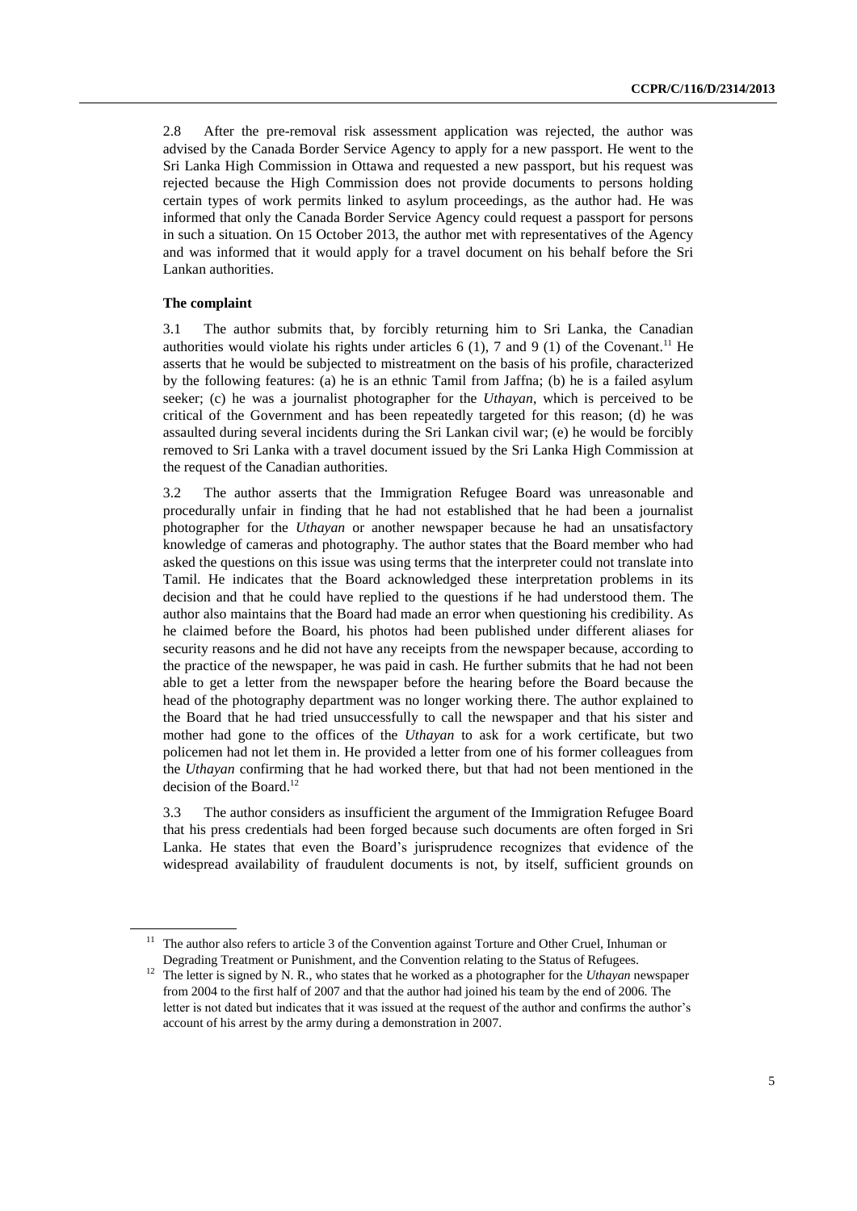2.8 After the pre-removal risk assessment application was rejected, the author was advised by the Canada Border Service Agency to apply for a new passport. He went to the Sri Lanka High Commission in Ottawa and requested a new passport, but his request was rejected because the High Commission does not provide documents to persons holding certain types of work permits linked to asylum proceedings, as the author had. He was informed that only the Canada Border Service Agency could request a passport for persons in such a situation. On 15 October 2013, the author met with representatives of the Agency and was informed that it would apply for a travel document on his behalf before the Sri Lankan authorities.

**The complaint**

3.1 The author submits that, by forcibly returning him to Sri Lanka, the Canadian authorities would violate his rights under articles 6 (1), 7 and 9 (1) of the Covenant.[11] He asserts that he would be subjected to mistreatment on the basis of his profile, characterized by the following features: (a) he is an ethnic Tamil from Jaffna; (b) he is a failed asylum seeker; (c) he was a journalist photographer for the *Uthayan*, which is perceived to be critical of the Government and has been repeatedly targeted for this reason; (d) he was assaulted during several incidents during the Sri Lankan civil war; (e) he would be forcibly removed to Sri Lanka with a travel document issued by the Sri Lanka High Commission at the request of the Canadian authorities.

3.2 The author asserts that the Immigration Refugee Board was unreasonable and procedurally unfair in finding that he had not established that he had been a journalist photographer for the *Uthayan* or another newspaper because he had an unsatisfactory knowledge of cameras and photography. The author states that the Board member who had asked the questions on this issue was using terms that the interpreter could not translate into Tamil. He indicates that the Board acknowledged these interpretation problems in its decision and that he could have replied to the questions if he had understood them. The author also maintains that the Board had made an error when questioning his credibility. As he claimed before the Board, his photos had been published under different aliases for security reasons and he did not have any receipts from the newspaper because, according to the practice of the newspaper, he was paid in cash. He further submits that he had not been able to get a letter from the newspaper before the hearing before the Board because the head of the photography department was no longer working there. The author explained to the Board that he had tried unsuccessfully to call the newspaper and that his sister and mother had gone to the offices of the *Uthayan* to ask for a work certificate, but two policemen had not let them in. He provided a letter from one of his former colleagues from the *Uthayan* confirming that he had worked there, but that had not been mentioned in the decision of the Board.[12]

3.3 The author considers as insufficient the argument of the Immigration Refugee Board that his press credentials had been forged because such documents are often forged in Sri Lanka. He states that even the Board's jurisprudence recognizes that evidence of the widespread availability of fraudulent documents is not, by itself, sufficient grounds on

---

[11] The author also refers to article 3 of the Convention against Torture and Other Cruel, Inhuman or Degrading Treatment or Punishment, and the Convention relating to the Status of Refugees.

[12] The letter is signed by N. R., who states that he worked as a photographer for the *Uthayan* newspaper from 2004 to the first half of 2007 and that the author had joined his team by the end of 2006. The letter is not dated but indicates that it was issued at the request of the author and confirms the author's account of his arrest by the army during a demonstration in 2007.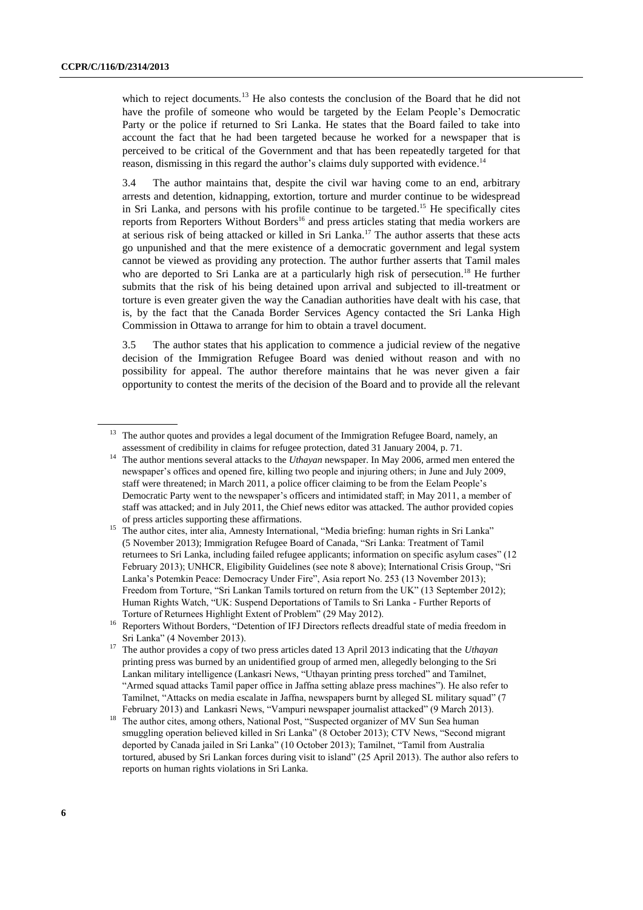which to reject documents.[13] He also contests the conclusion of the Board that he did not have the profile of someone who would be targeted by the Eelam People's Democratic Party or the police if returned to Sri Lanka. He states that the Board failed to take into account the fact that he had been targeted because he worked for a newspaper that is perceived to be critical of the Government and that has been repeatedly targeted for that reason, dismissing in this regard the author's claims duly supported with evidence.[14]

3.4 The author maintains that, despite the civil war having come to an end, arbitrary arrests and detention, kidnapping, extortion, torture and murder continue to be widespread in Sri Lanka, and persons with his profile continue to be targeted.[15] He specifically cites reports from Reporters Without Borders[16] and press articles stating that media workers are at serious risk of being attacked or killed in Sri Lanka.[17] The author asserts that these acts go unpunished and that the mere existence of a democratic government and legal system cannot be viewed as providing any protection. The author further asserts that Tamil males who are deported to Sri Lanka are at a particularly high risk of persecution.[18] He further submits that the risk of his being detained upon arrival and subjected to ill-treatment or torture is even greater given the way the Canadian authorities have dealt with his case, that is, by the fact that the Canada Border Services Agency contacted the Sri Lanka High Commission in Ottawa to arrange for him to obtain a travel document.

3.5 The author states that his application to commence a judicial review of the negative decision of the Immigration Refugee Board was denied without reason and with no possibility for appeal. The author therefore maintains that he was never given a fair opportunity to contest the merits of the decision of the Board and to provide all the relevant

---

[13] The author quotes and provides a legal document of the Immigration Refugee Board, namely, an assessment of credibility in claims for refugee protection, dated 31 January 2004, p. 71.

[14] The author mentions several attacks to the *Uthayan* newspaper. In May 2006, armed men entered the newspaper's offices and opened fire, killing two people and injuring others; in June and July 2009, staff were threatened; in March 2011, a police officer claiming to be from the Eelam People's Democratic Party went to the newspaper's officers and intimidated staff; in May 2011, a member of staff was attacked; and in July 2011, the Chief news editor was attacked. The author provided copies of press articles supporting these affirmations.

[15] The author cites, inter alia, Amnesty International, "Media briefing: human rights in Sri Lanka" (5 November 2013); Immigration Refugee Board of Canada, "Sri Lanka: Treatment of Tamil returnees to Sri Lanka, including failed refugee applicants; information on specific asylum cases" (12 February 2013); UNHCR, Eligibility Guidelines (see note 8 above); International Crisis Group, "Sri Lanka's Potemkin Peace: Democracy Under Fire", Asia report No. 253 (13 November 2013); Freedom from Torture, "Sri Lankan Tamils tortured on return from the UK" (13 September 2012); Human Rights Watch, "UK: Suspend Deportations of Tamils to Sri Lanka - Further Reports of Torture of Returnees Highlight Extent of Problem" (29 May 2012).

[16] Reporters Without Borders, "Detention of IFJ Directors reflects dreadful state of media freedom in Sri Lanka" (4 November 2013).

[17] The author provides a copy of two press articles dated 13 April 2013 indicating that the *Uthayan* printing press was burned by an unidentified group of armed men, allegedly belonging to the Sri Lankan military intelligence (Lankasri News, "Uthayan printing press torched" and Tamilnet, "Armed squad attacks Tamil paper office in Jaffna setting ablaze press machines"). He also refer to Tamilnet, "Attacks on media escalate in Jaffna, newspapers burnt by alleged SL military squad" (7 February 2013) and Lankasri News, "Vampuri newspaper journalist attacked" (9 March 2013).

[18] The author cites, among others, National Post, "Suspected organizer of MV Sun Sea human smuggling operation believed killed in Sri Lanka" (8 October 2013); CTV News, "Second migrant deported by Canada jailed in Sri Lanka" (10 October 2013); Tamilnet, "Tamil from Australia tortured, abused by Sri Lankan forces during visit to island" (25 April 2013). The author also refers to reports on human rights violations in Sri Lanka.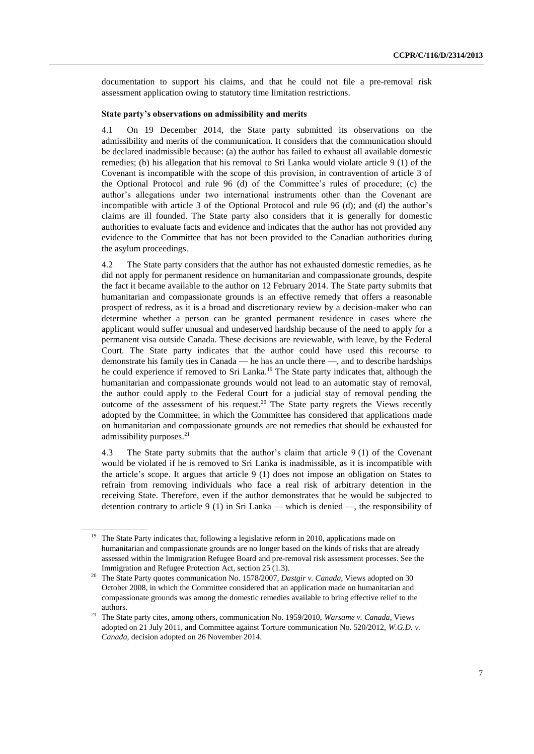documentation to support his claims, and that he could not file a pre-removal risk assessment application owing to statutory time limitation restrictions.

**State party's observations on admissibility and merits**

4.1 On 19 December 2014, the State party submitted its observations on the admissibility and merits of the communication. It considers that the communication should be declared inadmissible because: (a) the author has failed to exhaust all available domestic remedies; (b) his allegation that his removal to Sri Lanka would violate article 9 (1) of the Covenant is incompatible with the scope of this provision, in contravention of article 3 of the Optional Protocol and rule 96 (d) of the Committee's rules of procedure; (c) the author's allegations under two international instruments other than the Covenant are incompatible with article 3 of the Optional Protocol and rule 96 (d); and (d) the author's claims are ill founded. The State party also considers that it is generally for domestic authorities to evaluate facts and evidence and indicates that the author has not provided any evidence to the Committee that has not been provided to the Canadian authorities during the asylum proceedings.

4.2 The State party considers that the author has not exhausted domestic remedies, as he did not apply for permanent residence on humanitarian and compassionate grounds, despite the fact it became available to the author on 12 February 2014. The State party submits that humanitarian and compassionate grounds is an effective remedy that offers a reasonable prospect of redress, as it is a broad and discretionary review by a decision-maker who can determine whether a person can be granted permanent residence in cases where the applicant would suffer unusual and undeserved hardship because of the need to apply for a permanent visa outside Canada. These decisions are reviewable, with leave, by the Federal Court. The State party indicates that the author could have used this recourse to demonstrate his family ties in Canada — he has an uncle there —, and to describe hardships he could experience if removed to Sri Lanka.[19] The State party indicates that, although the humanitarian and compassionate grounds would not lead to an automatic stay of removal, the author could apply to the Federal Court for a judicial stay of removal pending the outcome of the assessment of his request.[20] The State party regrets the Views recently adopted by the Committee, in which the Committee has considered that applications made on humanitarian and compassionate grounds are not remedies that should be exhausted for admissibility purposes.[21]

4.3 The State party submits that the author's claim that article 9 (1) of the Covenant would be violated if he is removed to Sri Lanka is inadmissible, as it is incompatible with the article's scope. It argues that article 9 (1) does not impose an obligation on States to refrain from removing individuals who face a real risk of arbitrary detention in the receiving State. Therefore, even if the author demonstrates that he would be subjected to detention contrary to article 9 (1) in Sri Lanka — which is denied —, the responsibility of

---

[19] The State Party indicates that, following a legislative reform in 2010, applications made on humanitarian and compassionate grounds are no longer based on the kinds of risks that are already assessed within the Immigration Refugee Board and pre-removal risk assessment processes. See the Immigration and Refugee Protection Act, section 25 (1.3).

[20] The State Party quotes communication No. 1578/2007, *Dastgir v. Canada,* Views adopted on 30 October 2008, in which the Committee considered that an application made on humanitarian and compassionate grounds was among the domestic remedies available to bring effective relief to the authors.

[21] The State party cites, among others, communication No. 1959/2010, *Warsame v. Canada*, Views adopted on 21 July 2011, and Committee against Torture communication No. 520/2012, *W.G.D. v. Canada*, decision adopted on 26 November 2014.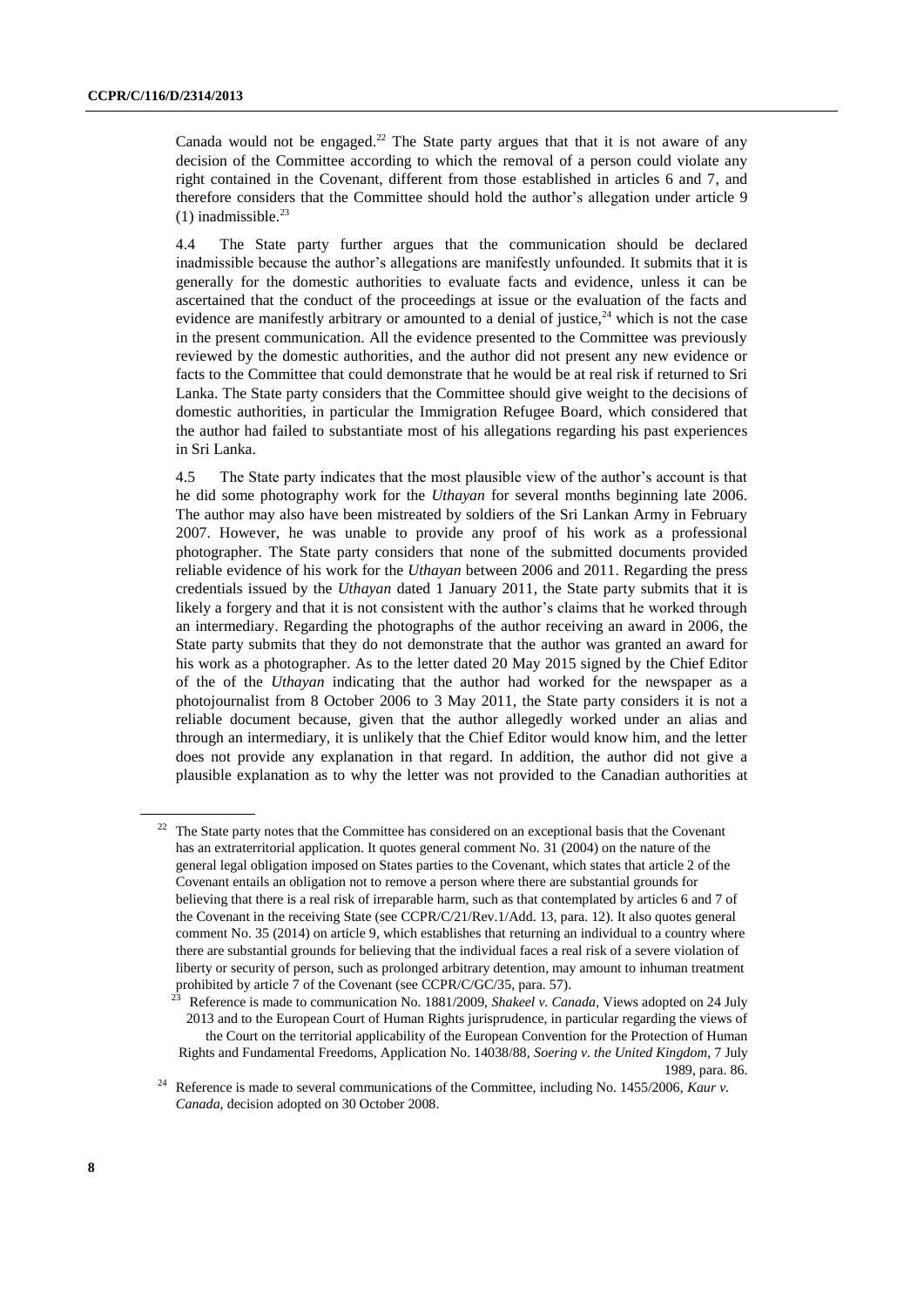Canada would not be engaged.[22] The State party argues that that it is not aware of any decision of the Committee according to which the removal of a person could violate any right contained in the Covenant, different from those established in articles 6 and 7, and therefore considers that the Committee should hold the author's allegation under article 9 (1) inadmissible.[23]

4.4 The State party further argues that the communication should be declared inadmissible because the author's allegations are manifestly unfounded. It submits that it is generally for the domestic authorities to evaluate facts and evidence, unless it can be ascertained that the conduct of the proceedings at issue or the evaluation of the facts and evidence are manifestly arbitrary or amounted to a denial of justice,[24] which is not the case in the present communication. All the evidence presented to the Committee was previously reviewed by the domestic authorities, and the author did not present any new evidence or facts to the Committee that could demonstrate that he would be at real risk if returned to Sri Lanka. The State party considers that the Committee should give weight to the decisions of domestic authorities, in particular the Immigration Refugee Board, which considered that the author had failed to substantiate most of his allegations regarding his past experiences in Sri Lanka.

4.5 The State party indicates that the most plausible view of the author's account is that he did some photography work for the *Uthayan* for several months beginning late 2006. The author may also have been mistreated by soldiers of the Sri Lankan Army in February 2007. However, he was unable to provide any proof of his work as a professional photographer. The State party considers that none of the submitted documents provided reliable evidence of his work for the *Uthayan* between 2006 and 2011. Regarding the press credentials issued by the *Uthayan* dated 1 January 2011, the State party submits that it is likely a forgery and that it is not consistent with the author's claims that he worked through an intermediary. Regarding the photographs of the author receiving an award in 2006, the State party submits that they do not demonstrate that the author was granted an award for his work as a photographer. As to the letter dated 20 May 2015 signed by the Chief Editor of the of the *Uthayan* indicating that the author had worked for the newspaper as a photojournalist from 8 October 2006 to 3 May 2011, the State party considers it is not a reliable document because, given that the author allegedly worked under an alias and through an intermediary, it is unlikely that the Chief Editor would know him, and the letter does not provide any explanation in that regard. In addition, the author did not give a plausible explanation as to why the letter was not provided to the Canadian authorities at

---

[22] The State party notes that the Committee has considered on an exceptional basis that the Covenant has an extraterritorial application. It quotes general comment No. 31 (2004) on the nature of the general legal obligation imposed on States parties to the Covenant, which states that article 2 of the Covenant entails an obligation not to remove a person where there are substantial grounds for believing that there is a real risk of irreparable harm, such as that contemplated by articles 6 and 7 of the Covenant in the receiving State (see CCPR/C/21/Rev.1/Add. 13, para. 12). It also quotes general comment No. 35 (2014) on article 9, which establishes that returning an individual to a country where there are substantial grounds for believing that the individual faces a real risk of a severe violation of liberty or security of person, such as prolonged arbitrary detention, may amount to inhuman treatment prohibited by article 7 of the Covenant (see CCPR/C/GC/35, para. 57).

[23] Reference is made to communication No. 1881/2009, *Shakeel v. Canada*, Views adopted on 24 July 2013 and to the European Court of Human Rights jurisprudence, in particular regarding the views of the Court on the territorial applicability of the European Convention for the Protection of Human Rights and Fundamental Freedoms, Application No. 14038/88, *Soering v. the United Kingdom*, 7 July 1989, para. 86.

[24] Reference is made to several communications of the Committee, including No. 1455/2006, *Kaur v. Canada*, decision adopted on 30 October 2008.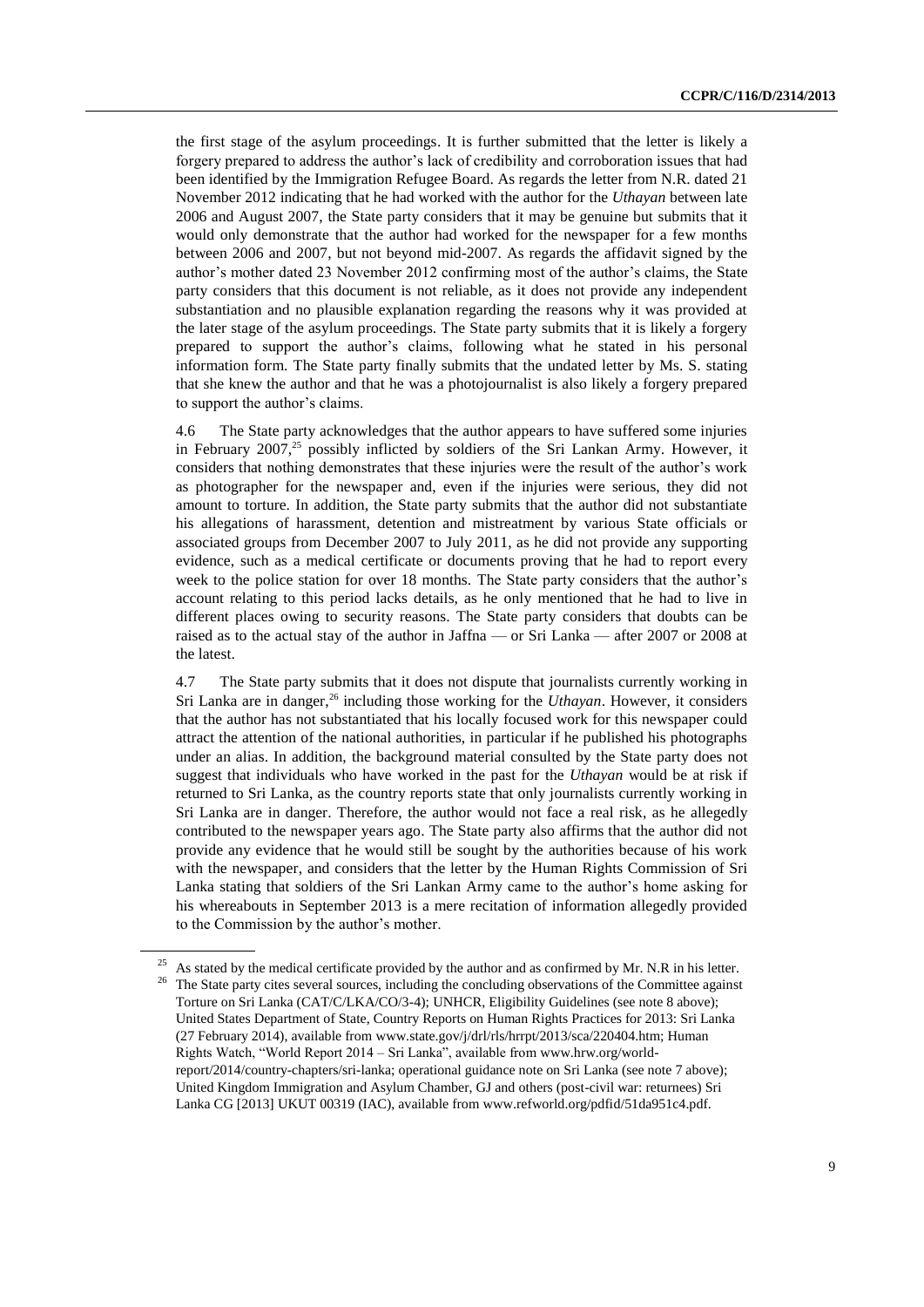the first stage of the asylum proceedings. It is further submitted that the letter is likely a forgery prepared to address the author's lack of credibility and corroboration issues that had been identified by the Immigration Refugee Board. As regards the letter from N.R. dated 21 November 2012 indicating that he had worked with the author for the *Uthayan* between late 2006 and August 2007, the State party considers that it may be genuine but submits that it would only demonstrate that the author had worked for the newspaper for a few months between 2006 and 2007, but not beyond mid-2007. As regards the affidavit signed by the author's mother dated 23 November 2012 confirming most of the author's claims, the State party considers that this document is not reliable, as it does not provide any independent substantiation and no plausible explanation regarding the reasons why it was provided at the later stage of the asylum proceedings. The State party submits that it is likely a forgery prepared to support the author's claims, following what he stated in his personal information form. The State party finally submits that the undated letter by Ms. S. stating that she knew the author and that he was a photojournalist is also likely a forgery prepared to support the author's claims.

4.6 The State party acknowledges that the author appears to have suffered some injuries in February 2007,[25] possibly inflicted by soldiers of the Sri Lankan Army. However, it considers that nothing demonstrates that these injuries were the result of the author's work as photographer for the newspaper and, even if the injuries were serious, they did not amount to torture. In addition, the State party submits that the author did not substantiate his allegations of harassment, detention and mistreatment by various State officials or associated groups from December 2007 to July 2011, as he did not provide any supporting evidence, such as a medical certificate or documents proving that he had to report every week to the police station for over 18 months. The State party considers that the author's account relating to this period lacks details, as he only mentioned that he had to live in different places owing to security reasons. The State party considers that doubts can be raised as to the actual stay of the author in Jaffna — or Sri Lanka — after 2007 or 2008 at the latest.

4.7 The State party submits that it does not dispute that journalists currently working in Sri Lanka are in danger,[26] including those working for the *Uthayan*. However, it considers that the author has not substantiated that his locally focused work for this newspaper could attract the attention of the national authorities, in particular if he published his photographs under an alias. In addition, the background material consulted by the State party does not suggest that individuals who have worked in the past for the *Uthayan* would be at risk if returned to Sri Lanka, as the country reports state that only journalists currently working in Sri Lanka are in danger. Therefore, the author would not face a real risk, as he allegedly contributed to the newspaper years ago. The State party also affirms that the author did not provide any evidence that he would still be sought by the authorities because of his work with the newspaper, and considers that the letter by the Human Rights Commission of Sri Lanka stating that soldiers of the Sri Lankan Army came to the author's home asking for his whereabouts in September 2013 is a mere recitation of information allegedly provided to the Commission by the author's mother.

---

[25] As stated by the medical certificate provided by the author and as confirmed by Mr. N.R in his letter.

[26] The State party cites several sources, including the concluding observations of the Committee against Torture on Sri Lanka (CAT/C/LKA/CO/3-4); UNHCR, Eligibility Guidelines (see note 8 above); United States Department of State, Country Reports on Human Rights Practices for 2013: Sri Lanka (27 February 2014), available from www.state.gov/j/drl/rls/hrrpt/2013/sca/220404.htm; Human Rights Watch, "World Report 2014 – Sri Lanka", available from www.hrw.org/world-report/2014/country-chapters/sri-lanka; operational guidance note on Sri Lanka (see note 7 above); United Kingdom Immigration and Asylum Chamber, GJ and others (post-civil war: returnees) Sri Lanka CG [2013] UKUT 00319 (IAC), available from www.refworld.org/pdfid/51da951c4.pdf.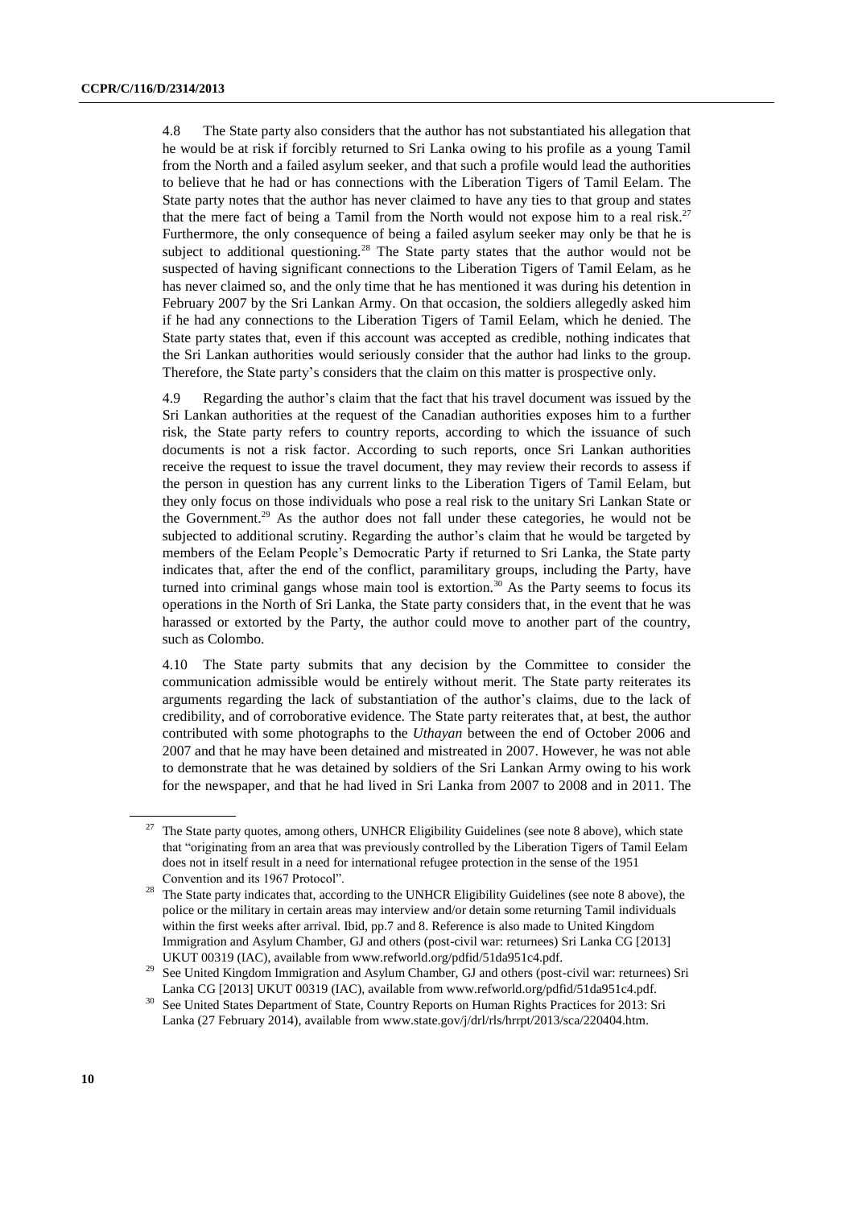4.8 The State party also considers that the author has not substantiated his allegation that he would be at risk if forcibly returned to Sri Lanka owing to his profile as a young Tamil from the North and a failed asylum seeker, and that such a profile would lead the authorities to believe that he had or has connections with the Liberation Tigers of Tamil Eelam. The State party notes that the author has never claimed to have any ties to that group and states that the mere fact of being a Tamil from the North would not expose him to a real risk.[27] Furthermore, the only consequence of being a failed asylum seeker may only be that he is subject to additional questioning.[28] The State party states that the author would not be suspected of having significant connections to the Liberation Tigers of Tamil Eelam, as he has never claimed so, and the only time that he has mentioned it was during his detention in February 2007 by the Sri Lankan Army. On that occasion, the soldiers allegedly asked him if he had any connections to the Liberation Tigers of Tamil Eelam, which he denied. The State party states that, even if this account was accepted as credible, nothing indicates that the Sri Lankan authorities would seriously consider that the author had links to the group. Therefore, the State party's considers that the claim on this matter is prospective only.

4.9 Regarding the author's claim that the fact that his travel document was issued by the Sri Lankan authorities at the request of the Canadian authorities exposes him to a further risk, the State party refers to country reports, according to which the issuance of such documents is not a risk factor. According to such reports, once Sri Lankan authorities receive the request to issue the travel document, they may review their records to assess if the person in question has any current links to the Liberation Tigers of Tamil Eelam, but they only focus on those individuals who pose a real risk to the unitary Sri Lankan State or the Government.[29] As the author does not fall under these categories, he would not be subjected to additional scrutiny. Regarding the author's claim that he would be targeted by members of the Eelam People's Democratic Party if returned to Sri Lanka, the State party indicates that, after the end of the conflict, paramilitary groups, including the Party, have turned into criminal gangs whose main tool is extortion.[30] As the Party seems to focus its operations in the North of Sri Lanka, the State party considers that, in the event that he was harassed or extorted by the Party, the author could move to another part of the country, such as Colombo.

4.10 The State party submits that any decision by the Committee to consider the communication admissible would be entirely without merit. The State party reiterates its arguments regarding the lack of substantiation of the author's claims, due to the lack of credibility, and of corroborative evidence. The State party reiterates that, at best, the author contributed with some photographs to the *Uthayan* between the end of October 2006 and 2007 and that he may have been detained and mistreated in 2007. However, he was not able to demonstrate that he was detained by soldiers of the Sri Lankan Army owing to his work for the newspaper, and that he had lived in Sri Lanka from 2007 to 2008 and in 2011. The

---

[27] The State party quotes, among others, UNHCR Eligibility Guidelines (see note 8 above), which state that "originating from an area that was previously controlled by the Liberation Tigers of Tamil Eelam does not in itself result in a need for international refugee protection in the sense of the 1951 Convention and its 1967 Protocol".

[28] The State party indicates that, according to the UNHCR Eligibility Guidelines (see note 8 above), the police or the military in certain areas may interview and/or detain some returning Tamil individuals within the first weeks after arrival. Ibid, pp.7 and 8. Reference is also made to United Kingdom Immigration and Asylum Chamber, GJ and others (post-civil war: returnees) Sri Lanka CG [2013] UKUT 00319 (IAC), available from www.refworld.org/pdfid/51da951c4.pdf.

[29] See United Kingdom Immigration and Asylum Chamber, GJ and others (post-civil war: returnees) Sri Lanka CG [2013] UKUT 00319 (IAC), available from www.refworld.org/pdfid/51da951c4.pdf.

[30] See United States Department of State, Country Reports on Human Rights Practices for 2013: Sri Lanka (27 February 2014), available from www.state.gov/j/drl/rls/hrrpt/2013/sca/220404.htm.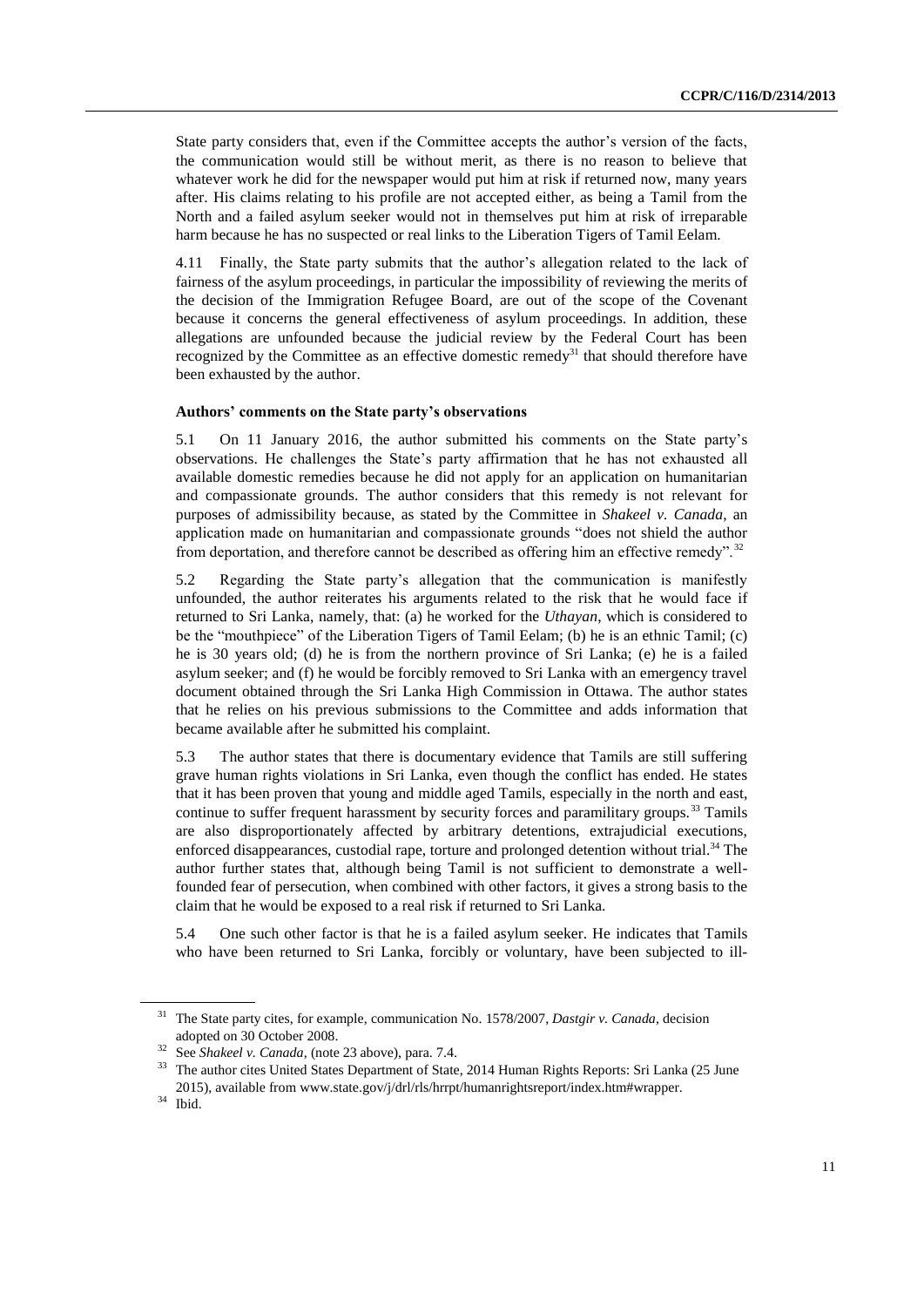State party considers that, even if the Committee accepts the author's version of the facts, the communication would still be without merit, as there is no reason to believe that whatever work he did for the newspaper would put him at risk if returned now, many years after. His claims relating to his profile are not accepted either, as being a Tamil from the North and a failed asylum seeker would not in themselves put him at risk of irreparable harm because he has no suspected or real links to the Liberation Tigers of Tamil Eelam.

4.11 Finally, the State party submits that the author's allegation related to the lack of fairness of the asylum proceedings, in particular the impossibility of reviewing the merits of the decision of the Immigration Refugee Board, are out of the scope of the Covenant because it concerns the general effectiveness of asylum proceedings. In addition, these allegations are unfounded because the judicial review by the Federal Court has been recognized by the Committee as an effective domestic remedy[31] that should therefore have been exhausted by the author.

### Authors' comments on the State party's observations

5.1 On 11 January 2016, the author submitted his comments on the State party's observations. He challenges the State's party affirmation that he has not exhausted all available domestic remedies because he did not apply for an application on humanitarian and compassionate grounds. The author considers that this remedy is not relevant for purposes of admissibility because, as stated by the Committee in *Shakeel v. Canada*, an application made on humanitarian and compassionate grounds "does not shield the author from deportation, and therefore cannot be described as offering him an effective remedy".[32]

5.2 Regarding the State party's allegation that the communication is manifestly unfounded, the author reiterates his arguments related to the risk that he would face if returned to Sri Lanka, namely, that: (a) he worked for the *Uthayan*, which is considered to be the "mouthpiece" of the Liberation Tigers of Tamil Eelam; (b) he is an ethnic Tamil; (c) he is 30 years old; (d) he is from the northern province of Sri Lanka; (e) he is a failed asylum seeker; and (f) he would be forcibly removed to Sri Lanka with an emergency travel document obtained through the Sri Lanka High Commission in Ottawa. The author states that he relies on his previous submissions to the Committee and adds information that became available after he submitted his complaint.

5.3 The author states that there is documentary evidence that Tamils are still suffering grave human rights violations in Sri Lanka, even though the conflict has ended. He states that it has been proven that young and middle aged Tamils, especially in the north and east, continue to suffer frequent harassment by security forces and paramilitary groups.[33] Tamils are also disproportionately affected by arbitrary detentions, extrajudicial executions, enforced disappearances, custodial rape, torture and prolonged detention without trial.[34] The author further states that, although being Tamil is not sufficient to demonstrate a well-founded fear of persecution, when combined with other factors, it gives a strong basis to the claim that he would be exposed to a real risk if returned to Sri Lanka.

5.4 One such other factor is that he is a failed asylum seeker. He indicates that Tamils who have been returned to Sri Lanka, forcibly or voluntary, have been subjected to ill-

---

[31] The State party cites, for example, communication No. 1578/2007, *Dastgir v. Canada*, decision adopted on 30 October 2008.

[32] See *Shakeel v. Canada*, (note 23 above), para. 7.4.

[33] The author cites United States Department of State, 2014 Human Rights Reports: Sri Lanka (25 June 2015), available from www.state.gov/j/drl/rls/hrrpt/humanrightsreport/index.htm#wrapper.

[34] Ibid.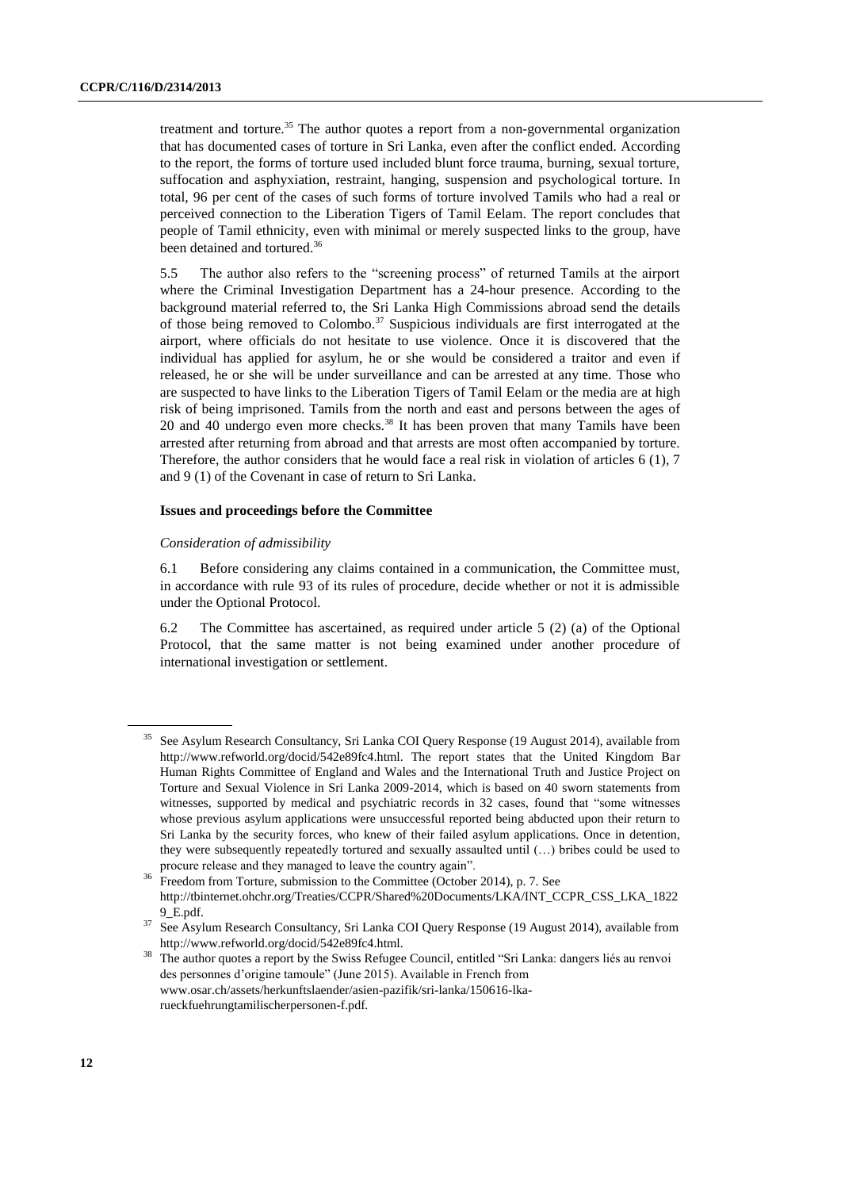treatment and torture.[35] The author quotes a report from a non-governmental organization that has documented cases of torture in Sri Lanka, even after the conflict ended. According to the report, the forms of torture used included blunt force trauma, burning, sexual torture, suffocation and asphyxiation, restraint, hanging, suspension and psychological torture. In total, 96 per cent of the cases of such forms of torture involved Tamils who had a real or perceived connection to the Liberation Tigers of Tamil Eelam. The report concludes that people of Tamil ethnicity, even with minimal or merely suspected links to the group, have been detained and tortured.[36]

5.5 The author also refers to the "screening process" of returned Tamils at the airport where the Criminal Investigation Department has a 24-hour presence. According to the background material referred to, the Sri Lanka High Commissions abroad send the details of those being removed to Colombo.[37] Suspicious individuals are first interrogated at the airport, where officials do not hesitate to use violence. Once it is discovered that the individual has applied for asylum, he or she would be considered a traitor and even if released, he or she will be under surveillance and can be arrested at any time. Those who are suspected to have links to the Liberation Tigers of Tamil Eelam or the media are at high risk of being imprisoned. Tamils from the north and east and persons between the ages of 20 and 40 undergo even more checks.[38] It has been proven that many Tamils have been arrested after returning from abroad and that arrests are most often accompanied by torture. Therefore, the author considers that he would face a real risk in violation of articles 6 (1), 7 and 9 (1) of the Covenant in case of return to Sri Lanka.

### Issues and proceedings before the Committee

*Consideration of admissibility*

6.1 Before considering any claims contained in a communication, the Committee must, in accordance with rule 93 of its rules of procedure, decide whether or not it is admissible under the Optional Protocol.

6.2 The Committee has ascertained, as required under article 5 (2) (a) of the Optional Protocol, that the same matter is not being examined under another procedure of international investigation or settlement.

---

[35] See Asylum Research Consultancy, Sri Lanka COI Query Response (19 August 2014), available from http://www.refworld.org/docid/542e89fc4.html. The report states that the United Kingdom Bar Human Rights Committee of England and Wales and the International Truth and Justice Project on Torture and Sexual Violence in Sri Lanka 2009-2014, which is based on 40 sworn statements from witnesses, supported by medical and psychiatric records in 32 cases, found that "some witnesses whose previous asylum applications were unsuccessful reported being abducted upon their return to Sri Lanka by the security forces, who knew of their failed asylum applications. Once in detention, they were subsequently repeatedly tortured and sexually assaulted until (…) bribes could be used to procure release and they managed to leave the country again".

[36] Freedom from Torture, submission to the Committee (October 2014), p. 7. See http://tbinternet.ohchr.org/Treaties/CCPR/Shared%20Documents/LKA/INT_CCPR_CSS_LKA_18229_E.pdf.

[37] See Asylum Research Consultancy, Sri Lanka COI Query Response (19 August 2014), available from http://www.refworld.org/docid/542e89fc4.html.

[38] The author quotes a report by the Swiss Refugee Council, entitled "Sri Lanka: dangers liés au renvoi des personnes d'origine tamoule" (June 2015). Available in French from www.osar.ch/assets/herkunftslaender/asien-pazifik/sri-lanka/150616-lka-rueckfuehrungtamilischerpersonen-f.pdf.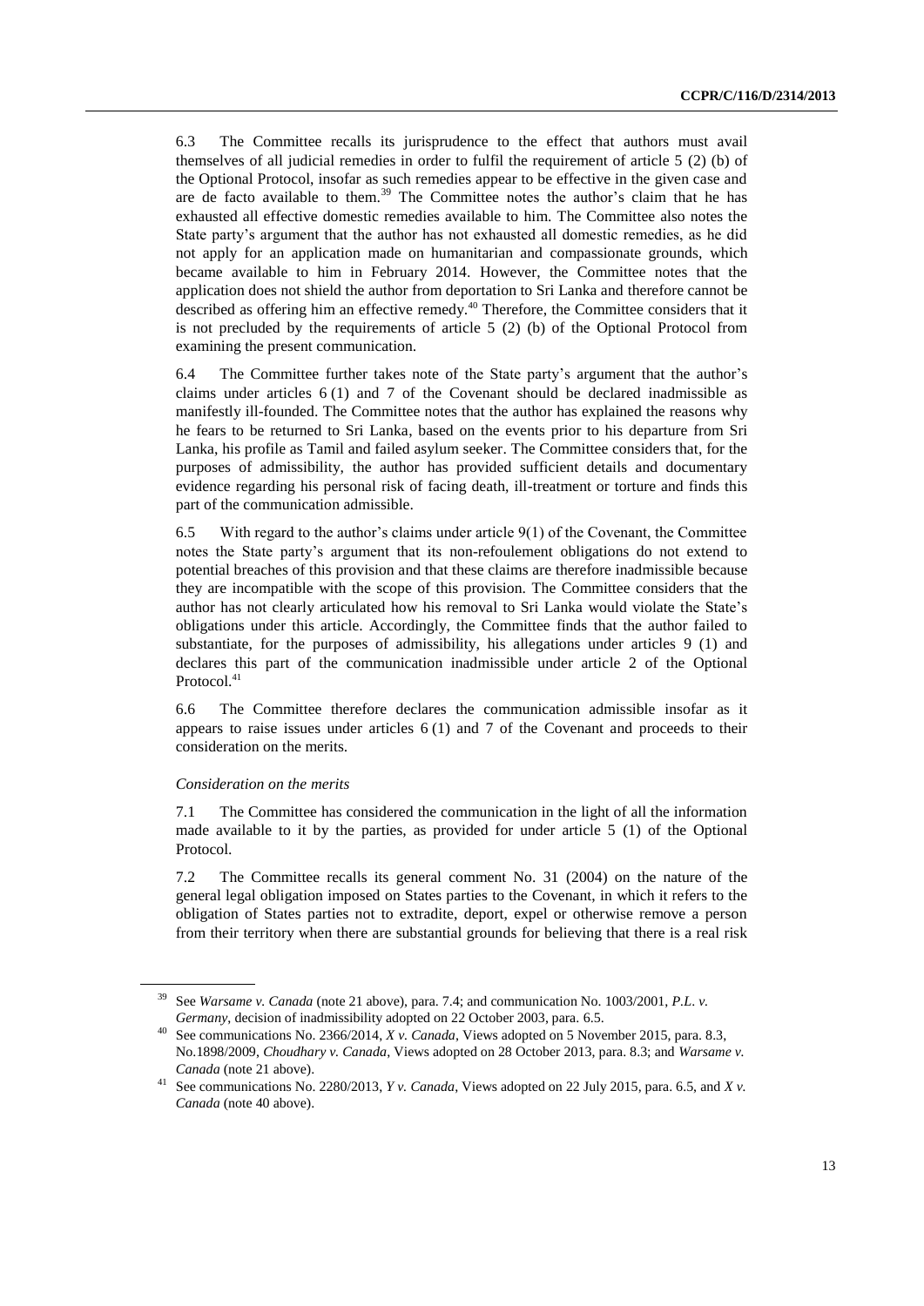6.3 The Committee recalls its jurisprudence to the effect that authors must avail themselves of all judicial remedies in order to fulfil the requirement of article 5 (2) (b) of the Optional Protocol, insofar as such remedies appear to be effective in the given case and are de facto available to them.[39] The Committee notes the author's claim that he has exhausted all effective domestic remedies available to him. The Committee also notes the State party's argument that the author has not exhausted all domestic remedies, as he did not apply for an application made on humanitarian and compassionate grounds, which became available to him in February 2014. However, the Committee notes that the application does not shield the author from deportation to Sri Lanka and therefore cannot be described as offering him an effective remedy.[40] Therefore, the Committee considers that it is not precluded by the requirements of article 5 (2) (b) of the Optional Protocol from examining the present communication.

6.4 The Committee further takes note of the State party's argument that the author's claims under articles 6 (1) and 7 of the Covenant should be declared inadmissible as manifestly ill-founded. The Committee notes that the author has explained the reasons why he fears to be returned to Sri Lanka, based on the events prior to his departure from Sri Lanka, his profile as Tamil and failed asylum seeker. The Committee considers that, for the purposes of admissibility, the author has provided sufficient details and documentary evidence regarding his personal risk of facing death, ill-treatment or torture and finds this part of the communication admissible.

6.5 With regard to the author's claims under article 9(1) of the Covenant, the Committee notes the State party's argument that its non-refoulement obligations do not extend to potential breaches of this provision and that these claims are therefore inadmissible because they are incompatible with the scope of this provision. The Committee considers that the author has not clearly articulated how his removal to Sri Lanka would violate the State's obligations under this article. Accordingly, the Committee finds that the author failed to substantiate, for the purposes of admissibility, his allegations under articles 9 (1) and declares this part of the communication inadmissible under article 2 of the Optional Protocol.[41]

6.6 The Committee therefore declares the communication admissible insofar as it appears to raise issues under articles 6 (1) and 7 of the Covenant and proceeds to their consideration on the merits.

*Consideration on the merits*

7.1 The Committee has considered the communication in the light of all the information made available to it by the parties, as provided for under article 5 (1) of the Optional Protocol.

7.2 The Committee recalls its general comment No. 31 (2004) on the nature of the general legal obligation imposed on States parties to the Covenant, in which it refers to the obligation of States parties not to extradite, deport, expel or otherwise remove a person from their territory when there are substantial grounds for believing that there is a real risk

---

[39] See *Warsame v. Canada* (note 21 above), para. 7.4; and communication No. 1003/2001, *P.L. v. Germany*, decision of inadmissibility adopted on 22 October 2003, para. 6.5.

[40] See communications No. 2366/2014, *X v. Canada*, Views adopted on 5 November 2015, para. 8.3, No.1898/2009, *Choudhary v. Canada*, Views adopted on 28 October 2013, para. 8.3; and *Warsame v. Canada* (note 21 above).

[41] See communications No. 2280/2013, *Y v. Canada*, Views adopted on 22 July 2015, para. 6.5, and *X v. Canada* (note 40 above).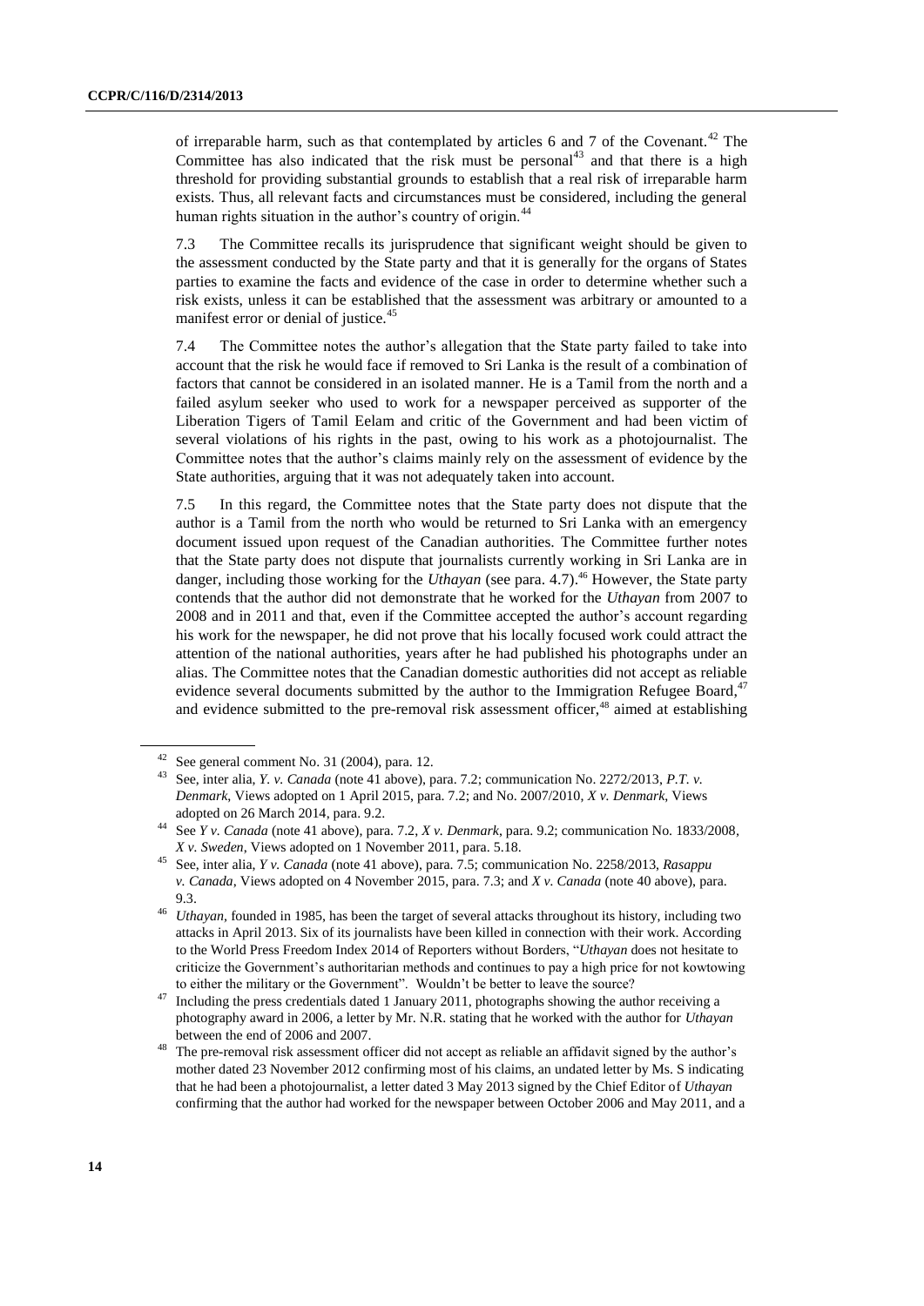of irreparable harm, such as that contemplated by articles 6 and 7 of the Covenant.[42] The Committee has also indicated that the risk must be personal[43] and that there is a high threshold for providing substantial grounds to establish that a real risk of irreparable harm exists. Thus, all relevant facts and circumstances must be considered, including the general human rights situation in the author's country of origin.[44]

7.3 The Committee recalls its jurisprudence that significant weight should be given to the assessment conducted by the State party and that it is generally for the organs of States parties to examine the facts and evidence of the case in order to determine whether such a risk exists, unless it can be established that the assessment was arbitrary or amounted to a manifest error or denial of justice.[45]

7.4 The Committee notes the author's allegation that the State party failed to take into account that the risk he would face if removed to Sri Lanka is the result of a combination of factors that cannot be considered in an isolated manner. He is a Tamil from the north and a failed asylum seeker who used to work for a newspaper perceived as supporter of the Liberation Tigers of Tamil Eelam and critic of the Government and had been victim of several violations of his rights in the past, owing to his work as a photojournalist. The Committee notes that the author's claims mainly rely on the assessment of evidence by the State authorities, arguing that it was not adequately taken into account.

7.5 In this regard, the Committee notes that the State party does not dispute that the author is a Tamil from the north who would be returned to Sri Lanka with an emergency document issued upon request of the Canadian authorities. The Committee further notes that the State party does not dispute that journalists currently working in Sri Lanka are in danger, including those working for the *Uthayan* (see para. 4.7).[46] However, the State party contends that the author did not demonstrate that he worked for the *Uthayan* from 2007 to 2008 and in 2011 and that, even if the Committee accepted the author's account regarding his work for the newspaper, he did not prove that his locally focused work could attract the attention of the national authorities, years after he had published his photographs under an alias. The Committee notes that the Canadian domestic authorities did not accept as reliable evidence several documents submitted by the author to the Immigration Refugee Board,[47] and evidence submitted to the pre-removal risk assessment officer,[48] aimed at establishing

---

[42] See general comment No. 31 (2004), para. 12.

[43] See, inter alia, *Y. v. Canada* (note 41 above), para. 7.2; communication No. 2272/2013, *P.T. v. Denmark*, Views adopted on 1 April 2015, para. 7.2; and No. 2007/2010, *X v. Denmark*, Views adopted on 26 March 2014, para. 9.2.

[44] See *Y v. Canada* (note 41 above), para. 7.2, *X v. Denmark*, para. 9.2; communication No. 1833/2008, *X v. Sweden*, Views adopted on 1 November 2011, para. 5.18.

[45] See, inter alia, *Y v. Canada* (note 41 above), para. 7.5; communication No. 2258/2013, *Rasappu v. Canada*, Views adopted on 4 November 2015, para. 7.3; and *X v. Canada* (note 40 above), para. 9.3.

[46] *Uthayan*, founded in 1985, has been the target of several attacks throughout its history, including two attacks in April 2013. Six of its journalists have been killed in connection with their work. According to the World Press Freedom Index 2014 of Reporters without Borders, "*Uthayan* does not hesitate to criticize the Government's authoritarian methods and continues to pay a high price for not kowtowing to either the military or the Government". Wouldn't be better to leave the source?

[47] Including the press credentials dated 1 January 2011, photographs showing the author receiving a photography award in 2006, a letter by Mr. N.R. stating that he worked with the author for *Uthayan* between the end of 2006 and 2007.

[48] The pre-removal risk assessment officer did not accept as reliable an affidavit signed by the author's mother dated 23 November 2012 confirming most of his claims, an undated letter by Ms. S indicating that he had been a photojournalist, a letter dated 3 May 2013 signed by the Chief Editor of *Uthayan* confirming that the author had worked for the newspaper between October 2006 and May 2011, and a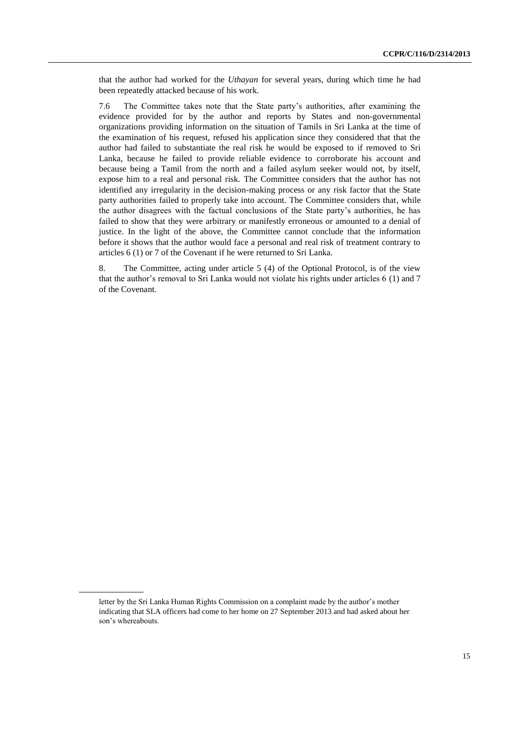that the author had worked for the *Uthayan* for several years, during which time he had been repeatedly attacked because of his work.

7.6 The Committee takes note that the State party's authorities, after examining the evidence provided for by the author and reports by States and non-governmental organizations providing information on the situation of Tamils in Sri Lanka at the time of the examination of his request, refused his application since they considered that that the author had failed to substantiate the real risk he would be exposed to if removed to Sri Lanka, because he failed to provide reliable evidence to corroborate his account and because being a Tamil from the north and a failed asylum seeker would not, by itself, expose him to a real and personal risk. The Committee considers that the author has not identified any irregularity in the decision-making process or any risk factor that the State party authorities failed to properly take into account. The Committee considers that, while the author disagrees with the factual conclusions of the State party's authorities, he has failed to show that they were arbitrary or manifestly erroneous or amounted to a denial of justice. In the light of the above, the Committee cannot conclude that the information before it shows that the author would face a personal and real risk of treatment contrary to articles 6 (1) or 7 of the Covenant if he were returned to Sri Lanka.

8. The Committee, acting under article 5 (4) of the Optional Protocol, is of the view that the author's removal to Sri Lanka would not violate his rights under articles 6 (1) and 7 of the Covenant.

letter by the Sri Lanka Human Rights Commission on a complaint made by the author's mother indicating that SLA officers had come to her home on 27 September 2013 and had asked about her son's whereabouts.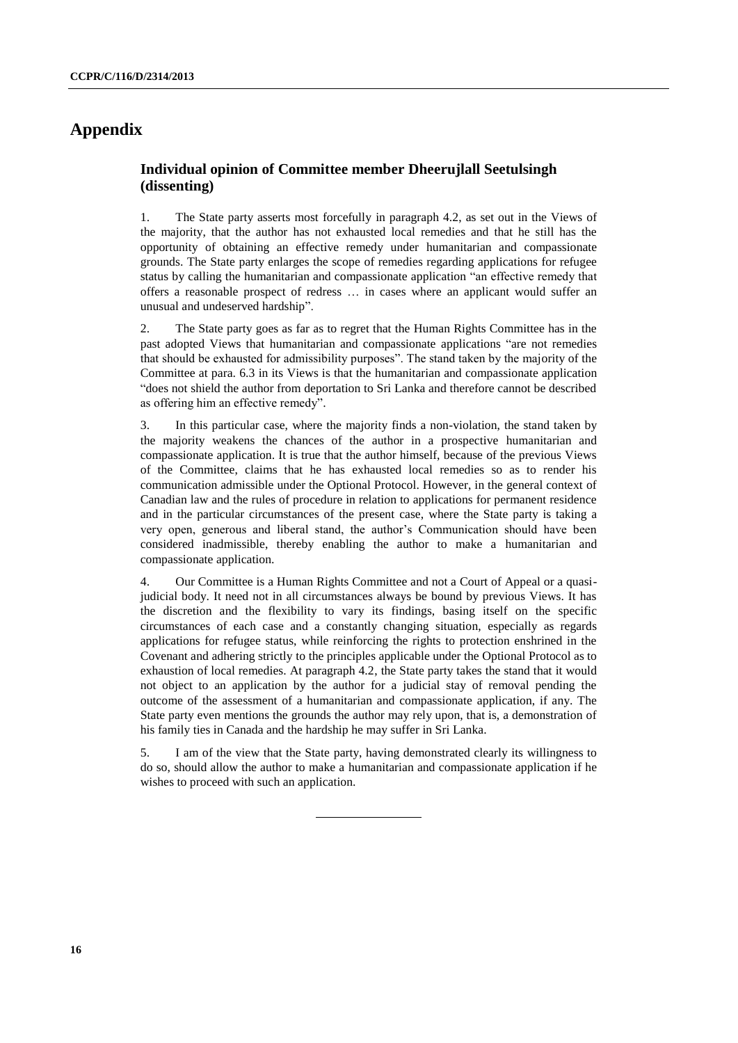# Appendix

## Individual opinion of Committee member Dheerujlall Seetulsingh (dissenting)

1. The State party asserts most forcefully in paragraph 4.2, as set out in the Views of the majority, that the author has not exhausted local remedies and that he still has the opportunity of obtaining an effective remedy under humanitarian and compassionate grounds. The State party enlarges the scope of remedies regarding applications for refugee status by calling the humanitarian and compassionate application "an effective remedy that offers a reasonable prospect of redress … in cases where an applicant would suffer an unusual and undeserved hardship".

2. The State party goes as far as to regret that the Human Rights Committee has in the past adopted Views that humanitarian and compassionate applications "are not remedies that should be exhausted for admissibility purposes". The stand taken by the majority of the Committee at para. 6.3 in its Views is that the humanitarian and compassionate application "does not shield the author from deportation to Sri Lanka and therefore cannot be described as offering him an effective remedy".

3. In this particular case, where the majority finds a non-violation, the stand taken by the majority weakens the chances of the author in a prospective humanitarian and compassionate application. It is true that the author himself, because of the previous Views of the Committee, claims that he has exhausted local remedies so as to render his communication admissible under the Optional Protocol. However, in the general context of Canadian law and the rules of procedure in relation to applications for permanent residence and in the particular circumstances of the present case, where the State party is taking a very open, generous and liberal stand, the author's Communication should have been considered inadmissible, thereby enabling the author to make a humanitarian and compassionate application.

4. Our Committee is a Human Rights Committee and not a Court of Appeal or a quasi-judicial body. It need not in all circumstances always be bound by previous Views. It has the discretion and the flexibility to vary its findings, basing itself on the specific circumstances of each case and a constantly changing situation, especially as regards applications for refugee status, while reinforcing the rights to protection enshrined in the Covenant and adhering strictly to the principles applicable under the Optional Protocol as to exhaustion of local remedies. At paragraph 4.2, the State party takes the stand that it would not object to an application by the author for a judicial stay of removal pending the outcome of the assessment of a humanitarian and compassionate application, if any. The State party even mentions the grounds the author may rely upon, that is, a demonstration of his family ties in Canada and the hardship he may suffer in Sri Lanka.

5. I am of the view that the State party, having demonstrated clearly its willingness to do so, should allow the author to make a humanitarian and compassionate application if he wishes to proceed with such an application.